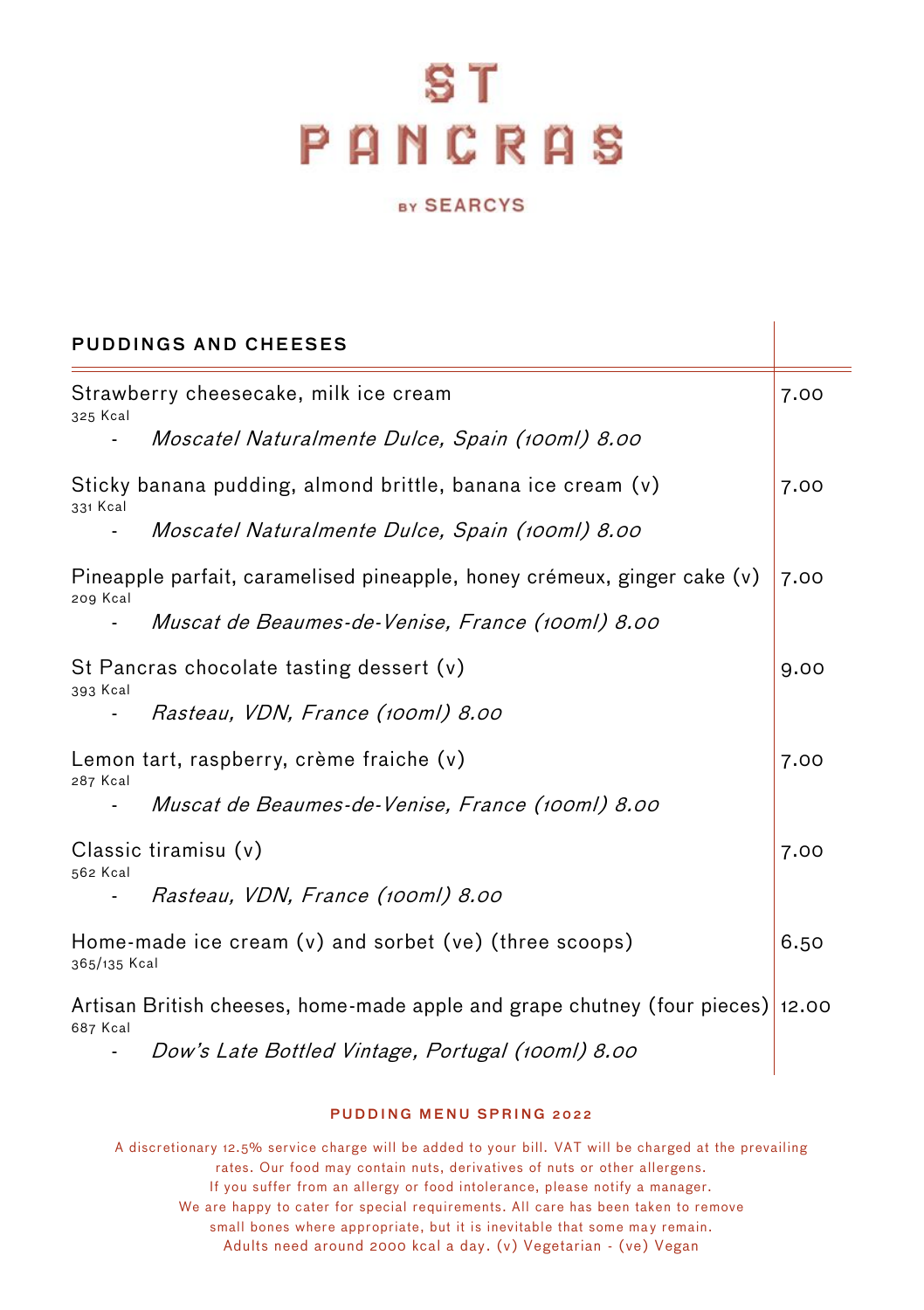# ST PANCRAS

BY SEARCYS

## PUDDINGS AND CHEESES

| | |
|---|---|
| Strawberry cheesecake, milk ice cream<br>325 Kcal<br>- *Moscatel Naturalmente Dulce, Spain (100ml) 8.00* | 7.00 |
| Sticky banana pudding, almond brittle, banana ice cream (v)<br>331 Kcal<br>- *Moscatel Naturalmente Dulce, Spain (100ml) 8.00* | 7.00 |
| Pineapple parfait, caramelised pineapple, honey crémeux, ginger cake (v)<br>209 Kcal<br>- *Muscat de Beaumes-de-Venise, France (100ml) 8.00* | 7.00 |
| St Pancras chocolate tasting dessert (v)<br>393 Kcal<br>- *Rasteau, VDN, France (100ml) 8.00* | 9.00 |
| Lemon tart, raspberry, crème fraiche (v)<br>287 Kcal<br>- *Muscat de Beaumes-de-Venise, France (100ml) 8.00* | 7.00 |
| Classic tiramisu (v)<br>562 Kcal<br>- *Rasteau, VDN, France (100ml) 8.00* | 7.00 |
| Home-made ice cream (v) and sorbet (ve) (three scoops)<br>365/135 Kcal | 6.50 |
| Artisan British cheeses, home-made apple and grape chutney (four pieces)<br>687 Kcal<br>- *Dow's Late Bottled Vintage, Portugal (100ml) 8.00* | 12.00 |

**PUDDING MENU SPRING 2022**

A discretionary 12.5% service charge will be added to your bill. VAT will be charged at the prevailing rates. Our food may contain nuts, derivatives of nuts or other allergens.
If you suffer from an allergy or food intolerance, please notify a manager.
We are happy to cater for special requirements. All care has been taken to remove small bones where appropriate, but it is inevitable that some may remain.
Adults need around 2000 kcal a day. (v) Vegetarian - (ve) Vegan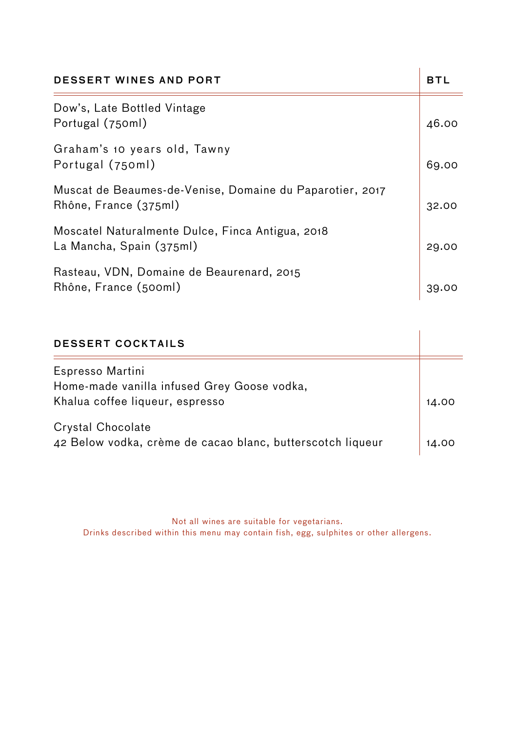| DESSERT WINES AND PORT | BTL |
| --- | --- |
| Dow's, Late Bottled Vintage<br>Portugal (750ml) | 46.00 |
| Graham's 10 years old, Tawny<br>Portugal (750ml) | 69.00 |
| Muscat de Beaumes-de-Venise, Domaine du Paparotier, 2017<br>Rhône, France (375ml) | 32.00 |
| Moscatel Naturalmente Dulce, Finca Antigua, 2018<br>La Mancha, Spain (375ml) | 29.00 |
| Rasteau, VDN, Domaine de Beaurenard, 2015<br>Rhône, France (500ml) | 39.00 |

| DESSERT COCKTAILS | |
| --- | --- |
| Espresso Martini<br>Home-made vanilla infused Grey Goose vodka,<br>Khalua coffee liqueur, espresso | 14.00 |
| Crystal Chocolate<br>42 Below vodka, crème de cacao blanc, butterscotch liqueur | 14.00 |

Not all wines are suitable for vegetarians.
Drinks described within this menu may contain fish, egg, sulphites or other allergens.